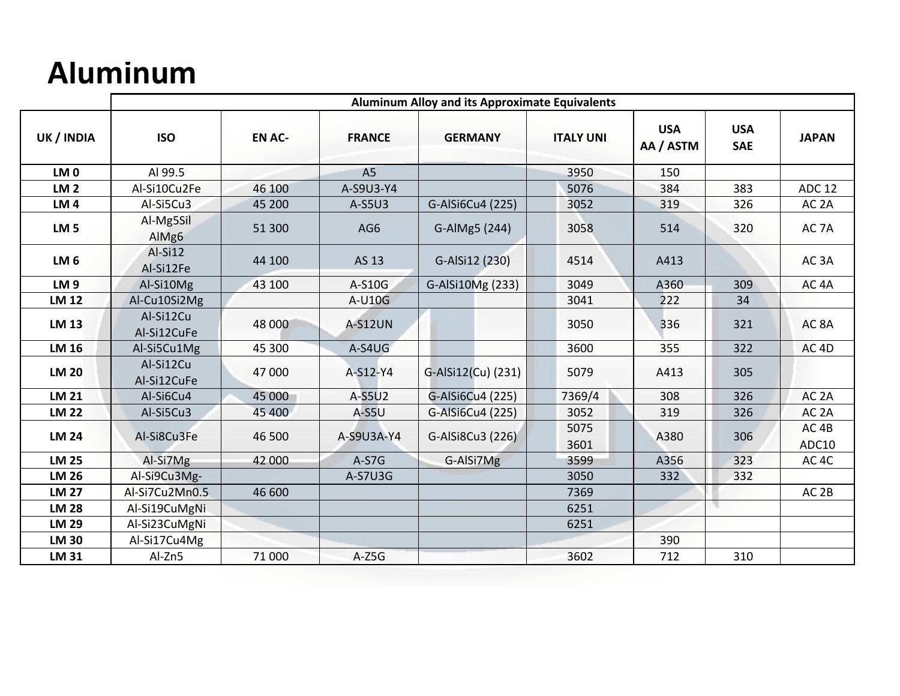# Aluminum

| | Aluminum Alloy and its Approximate Equivalents | | | | | | | |
|---|---|---|---|---|---|---|---|---|
| UK / INDIA | ISO | EN AC- | FRANCE | GERMANY | ITALY UNI | USA AA / ASTM | USA SAE | JAPAN |
| LM 0 | Al 99.5 | | A5 | | 3950 | 150 | | |
| LM 2 | Al-Si10Cu2Fe | 46 100 | A-S9U3-Y4 | | 5076 | 384 | 383 | ADC 12 |
| LM 4 | Al-Si5Cu3 | 45 200 | A-S5U3 | G-AlSi6Cu4 (225) | 3052 | 319 | 326 | AC 2A |
| LM 5 | Al-Mg5Sil AlMg6 | 51 300 | AG6 | G-AlMg5 (244) | 3058 | 514 | 320 | AC 7A |
| LM 6 | Al-Si12 Al-Si12Fe | 44 100 | AS 13 | G-AlSi12 (230) | 4514 | A413 | | AC 3A |
| LM 9 | Al-Si10Mg | 43 100 | A-S10G | G-AlSi10Mg (233) | 3049 | A360 | 309 | AC 4A |
| LM 12 | Al-Cu10Si2Mg | | A-U10G | | 3041 | 222 | 34 | |
| LM 13 | Al-Si12Cu Al-Si12CuFe | 48 000 | A-S12UN | | 3050 | 336 | 321 | AC 8A |
| LM 16 | Al-Si5Cu1Mg | 45 300 | A-S4UG | | 3600 | 355 | 322 | AC 4D |
| LM 20 | Al-Si12Cu Al-Si12CuFe | 47 000 | A-S12-Y4 | G-AlSi12(Cu) (231) | 5079 | A413 | 305 | |
| LM 21 | Al-Si6Cu4 | 45 000 | A-S5U2 | G-AlSi6Cu4 (225) | 7369/4 | 308 | 326 | AC 2A |
| LM 22 | Al-Si5Cu3 | 45 400 | A-S5U | G-AlSi6Cu4 (225) | 3052 | 319 | 326 | AC 2A |
| LM 24 | Al-Si8Cu3Fe | 46 500 | A-S9U3A-Y4 | G-AlSi8Cu3 (226) | 5075 3601 | A380 | 306 | AC 4B ADC10 |
| LM 25 | Al-Si7Mg | 42 000 | A-S7G | G-AlSi7Mg | 3599 | A356 | 323 | AC 4C |
| LM 26 | Al-Si9Cu3Mg- | | A-S7U3G | | 3050 | 332 | 332 | |
| LM 27 | Al-Si7Cu2Mn0.5 | 46 600 | | | 7369 | | | AC 2B |
| LM 28 | Al-Si19CuMgNi | | | | 6251 | | | |
| LM 29 | Al-Si23CuMgNi | | | | 6251 | | | |
| LM 30 | Al-Si17Cu4Mg | | | | | 390 | | |
| LM 31 | Al-Zn5 | 71 000 | A-Z5G | | 3602 | 712 | 310 | |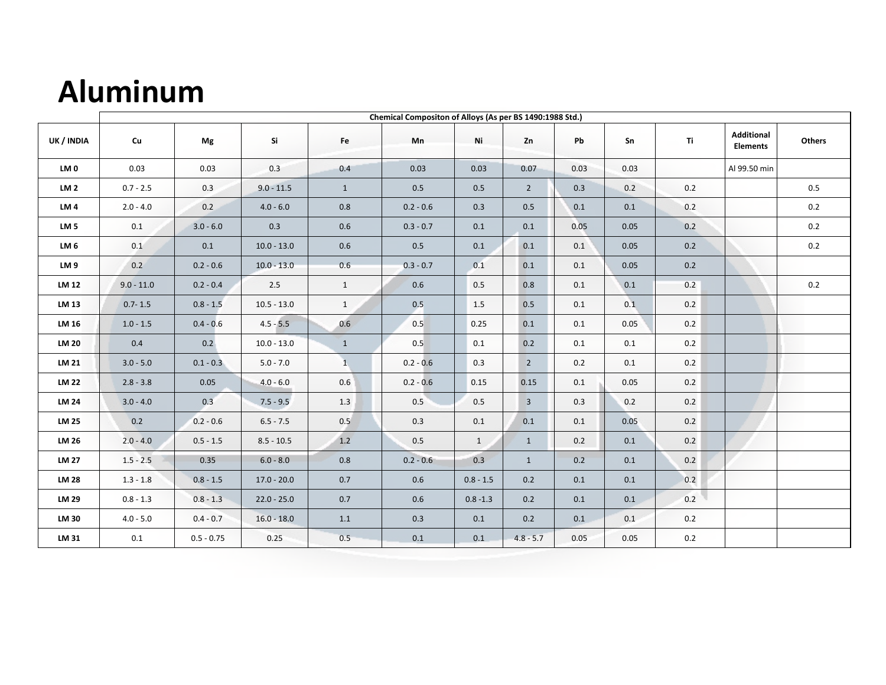# Aluminum

| | Chemical Compositon of Alloys (As per BS 1490:1988 Std.) | | | | | | | | | | | |
|---|---|---|---|---|---|---|---|---|---|---|---|---|
| UK / INDIA | Cu | Mg | Si | Fe | Mn | Ni | Zn | Pb | Sn | Ti | Additional Elements | Others |
| LM 0 | 0.03 | 0.03 | 0.3 | 0.4 | 0.03 | 0.03 | 0.07 | 0.03 | 0.03 | | Al 99.50 min | |
| LM 2 | 0.7 - 2.5 | 0.3 | 9.0 - 11.5 | 1 | 0.5 | 0.5 | 2 | 0.3 | 0.2 | 0.2 | | 0.5 |
| LM 4 | 2.0 - 4.0 | 0.2 | 4.0 - 6.0 | 0.8 | 0.2 - 0.6 | 0.3 | 0.5 | 0.1 | 0.1 | 0.2 | | 0.2 |
| LM 5 | 0.1 | 3.0 - 6.0 | 0.3 | 0.6 | 0.3 - 0.7 | 0.1 | 0.1 | 0.05 | 0.05 | 0.2 | | 0.2 |
| LM 6 | 0.1 | 0.1 | 10.0 - 13.0 | 0.6 | 0.5 | 0.1 | 0.1 | 0.1 | 0.05 | 0.2 | | 0.2 |
| LM 9 | 0.2 | 0.2 - 0.6 | 10.0 - 13.0 | 0.6 | 0.3 - 0.7 | 0.1 | 0.1 | 0.1 | 0.05 | 0.2 | | |
| LM 12 | 9.0 - 11.0 | 0.2 - 0.4 | 2.5 | 1 | 0.6 | 0.5 | 0.8 | 0.1 | 0.1 | 0.2 | | 0.2 |
| LM 13 | 0.7- 1.5 | 0.8 - 1.5 | 10.5 - 13.0 | 1 | 0.5 | 1.5 | 0.5 | 0.1 | 0.1 | 0.2 | | |
| LM 16 | 1.0 - 1.5 | 0.4 - 0.6 | 4.5 - 5.5 | 0.6 | 0.5 | 0.25 | 0.1 | 0.1 | 0.05 | 0.2 | | |
| LM 20 | 0.4 | 0.2 | 10.0 - 13.0 | 1 | 0.5 | 0.1 | 0.2 | 0.1 | 0.1 | 0.2 | | |
| LM 21 | 3.0 - 5.0 | 0.1 - 0.3 | 5.0 - 7.0 | 1 | 0.2 - 0.6 | 0.3 | 2 | 0.2 | 0.1 | 0.2 | | |
| LM 22 | 2.8 - 3.8 | 0.05 | 4.0 - 6.0 | 0.6 | 0.2 - 0.6 | 0.15 | 0.15 | 0.1 | 0.05 | 0.2 | | |
| LM 24 | 3.0 - 4.0 | 0.3 | 7.5 - 9.5 | 1.3 | 0.5 | 0.5 | 3 | 0.3 | 0.2 | 0.2 | | |
| LM 25 | 0.2 | 0.2 - 0.6 | 6.5 - 7.5 | 0.5 | 0.3 | 0.1 | 0.1 | 0.1 | 0.05 | 0.2 | | |
| LM 26 | 2.0 - 4.0 | 0.5 - 1.5 | 8.5 - 10.5 | 1.2 | 0.5 | 1 | 1 | 0.2 | 0.1 | 0.2 | | |
| LM 27 | 1.5 - 2.5 | 0.35 | 6.0 - 8.0 | 0.8 | 0.2 - 0.6 | 0.3 | 1 | 0.2 | 0.1 | 0.2 | | |
| LM 28 | 1.3 - 1.8 | 0.8 - 1.5 | 17.0 - 20.0 | 0.7 | 0.6 | 0.8 - 1.5 | 0.2 | 0.1 | 0.1 | 0.2 | | |
| LM 29 | 0.8 - 1.3 | 0.8 - 1.3 | 22.0 - 25.0 | 0.7 | 0.6 | 0.8 -1.3 | 0.2 | 0.1 | 0.1 | 0.2 | | |
| LM 30 | 4.0 - 5.0 | 0.4 - 0.7 | 16.0 - 18.0 | 1.1 | 0.3 | 0.1 | 0.2 | 0.1 | 0.1 | 0.2 | | |
| LM 31 | 0.1 | 0.5 - 0.75 | 0.25 | 0.5 | 0.1 | 0.1 | 4.8 - 5.7 | 0.05 | 0.05 | 0.2 | | |